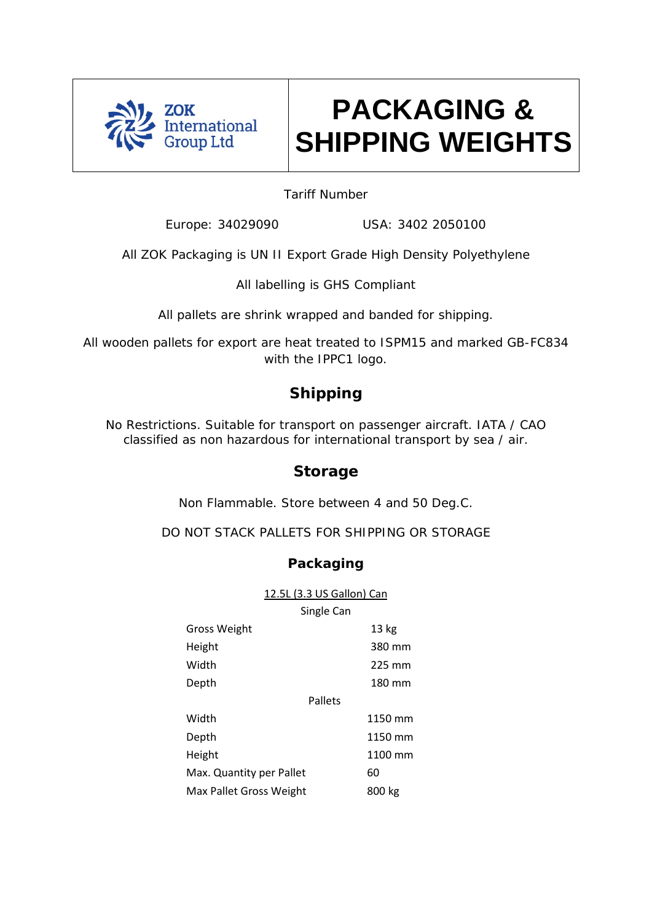ZOK International Group Ltd

# PACKAGING & SHIPPING WEIGHTS

Tariff Number

Europe: 34029090 USA: 3402 2050100

All ZOK Packaging is UN II Export Grade High Density Polyethylene

All labelling is GHS Compliant

All pallets are shrink wrapped and banded for shipping.

All wooden pallets for export are heat treated to ISPM15 and marked GB-FC834 with the IPPC1 logo.

## Shipping

No Restrictions. Suitable for transport on passenger aircraft. IATA / CAO classified as non hazardous for international transport by sea / air.

## Storage

Non Flammable. Store between 4 and 50 Deg.C.

DO NOT STACK PALLETS FOR SHIPPING OR STORAGE

## Packaging

<u>12.5L (3.3 US Gallon) Can</u>

| Single Can | |
|---|---|
| Gross Weight | 13 kg |
| Height | 380 mm |
| Width | 225 mm |
| Depth | 180 mm |
| **Pallets** | |
| Width | 1150 mm |
| Depth | 1150 mm |
| Height | 1100 mm |
| Max. Quantity per Pallet | 60 |
| Max Pallet Gross Weight | 800 kg |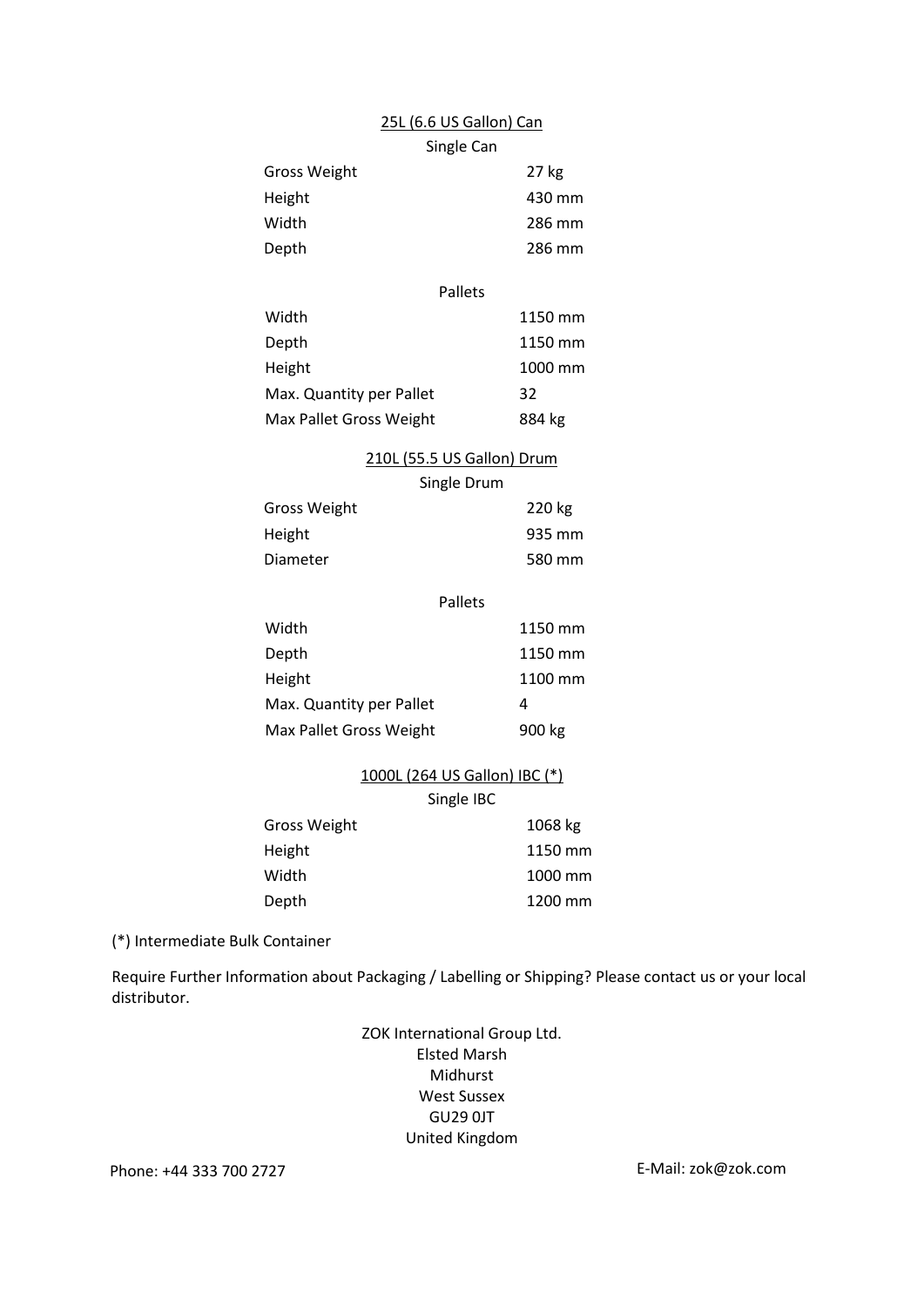### 25L (6.6 US Gallon) Can

Single Can

| | |
|---|---|
| Gross Weight | 27 kg |
| Height | 430 mm |
| Width | 286 mm |
| Depth | 286 mm |

Pallets

| | |
|---|---|
| Width | 1150 mm |
| Depth | 1150 mm |
| Height | 1000 mm |
| Max. Quantity per Pallet | 32 |
| Max Pallet Gross Weight | 884 kg |

### 210L (55.5 US Gallon) Drum

Single Drum

| | |
|---|---|
| Gross Weight | 220 kg |
| Height | 935 mm |
| Diameter | 580 mm |

Pallets

| | |
|---|---|
| Width | 1150 mm |
| Depth | 1150 mm |
| Height | 1100 mm |
| Max. Quantity per Pallet | 4 |
| Max Pallet Gross Weight | 900 kg |

### 1000L (264 US Gallon) IBC (*)

Single IBC

| | |
|---|---|
| Gross Weight | 1068 kg |
| Height | 1150 mm |
| Width | 1000 mm |
| Depth | 1200 mm |

(*) Intermediate Bulk Container

Require Further Information about Packaging / Labelling or Shipping? Please contact us or your local distributor.

ZOK International Group Ltd.
Elsted Marsh
Midhurst
West Sussex
GU29 0JT
United Kingdom

Phone: +44 333 700 2727

E-Mail: zok@zok.com